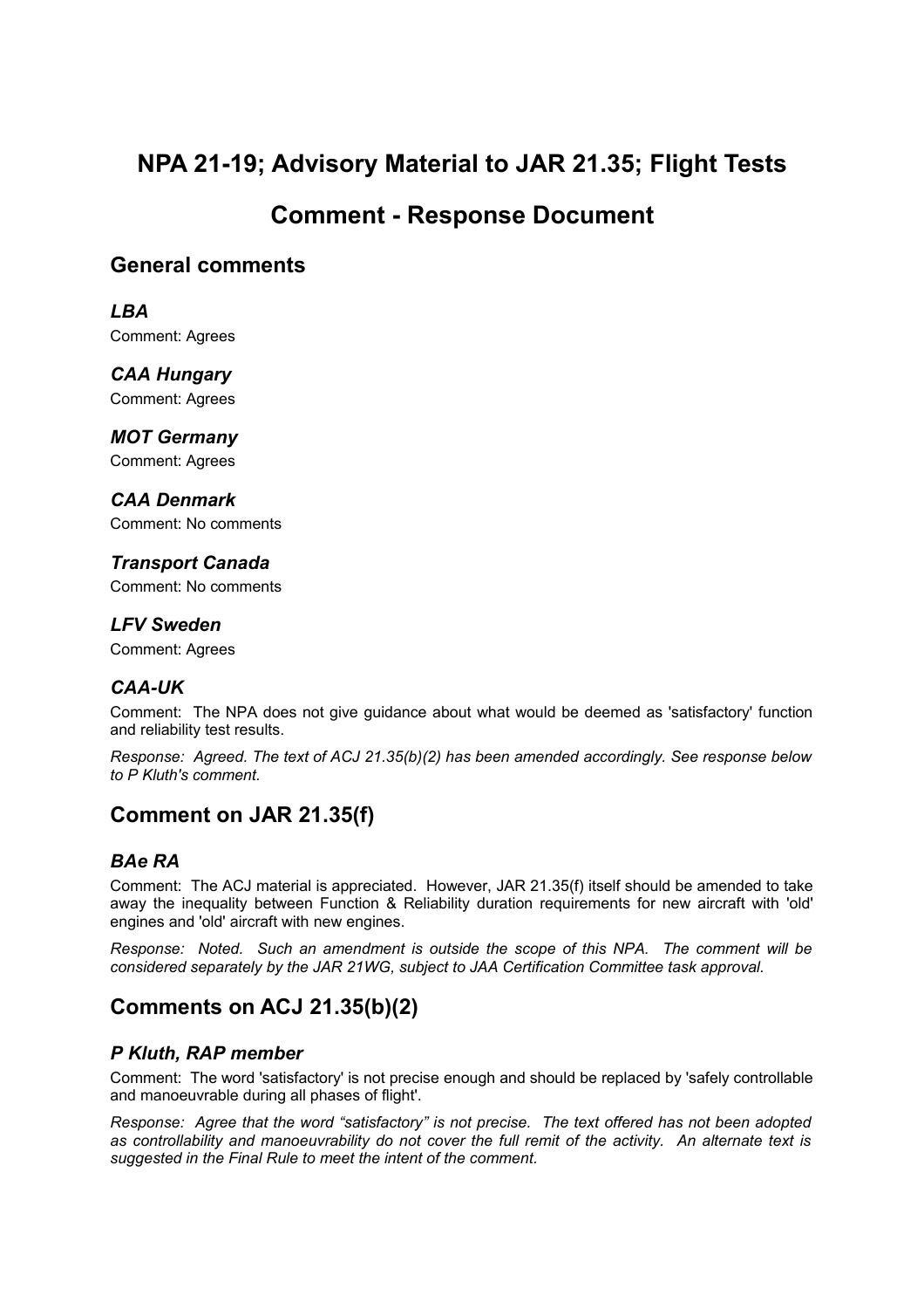# NPA 21-19; Advisory Material to JAR 21.35; Flight Tests

# Comment - Response Document

## General comments

### *LBA*

Comment: Agrees

### *CAA Hungary*

Comment: Agrees

### *MOT Germany*

Comment: Agrees

### *CAA Denmark*

Comment: No comments

### *Transport Canada*

Comment: No comments

### *LFV Sweden*

Comment: Agrees

### *CAA-UK*

Comment: The NPA does not give guidance about what would be deemed as 'satisfactory' function and reliability test results.

*Response: Agreed. The text of ACJ 21.35(b)(2) has been amended accordingly. See response below to P Kluth's comment.*

## Comment on JAR 21.35(f)

### *BAe RA*

Comment: The ACJ material is appreciated. However, JAR 21.35(f) itself should be amended to take away the inequality between Function & Reliability duration requirements for new aircraft with 'old' engines and 'old' aircraft with new engines.

*Response: Noted. Such an amendment is outside the scope of this NPA. The comment will be considered separately by the JAR 21WG, subject to JAA Certification Committee task approval.*

## Comments on ACJ 21.35(b)(2)

### *P Kluth, RAP member*

Comment: The word 'satisfactory' is not precise enough and should be replaced by 'safely controllable and manoeuvrable during all phases of flight'.

*Response: Agree that the word "satisfactory" is not precise. The text offered has not been adopted as controllability and manoeuvrability do not cover the full remit of the activity. An alternate text is suggested in the Final Rule to meet the intent of the comment.*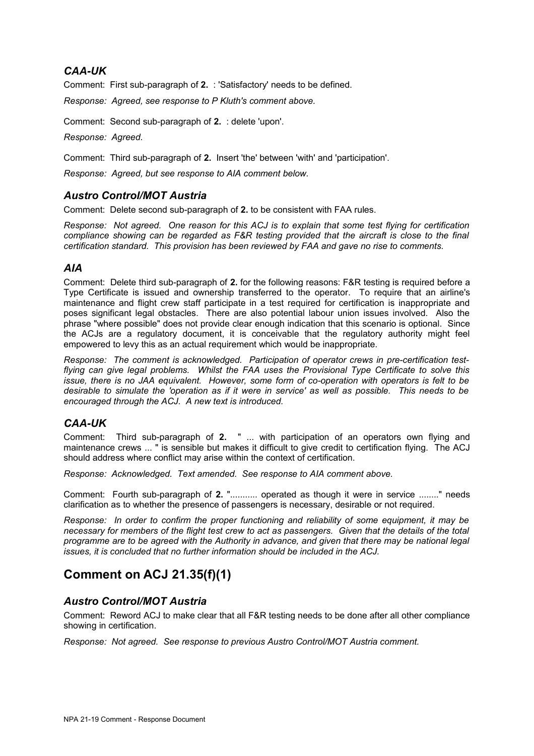### *CAA-UK*

Comment: First sub-paragraph of **2.** : 'Satisfactory' needs to be defined.

*Response: Agreed, see response to P Kluth's comment above.*

Comment: Second sub-paragraph of **2.** : delete 'upon'.

*Response: Agreed.*

Comment: Third sub-paragraph of **2.** Insert 'the' between 'with' and 'participation'.

*Response: Agreed, but see response to AIA comment below.*

### *Austro Control/MOT Austria*

Comment: Delete second sub-paragraph of **2.** to be consistent with FAA rules.

*Response: Not agreed. One reason for this ACJ is to explain that some test flying for certification compliance showing can be regarded as F&R testing provided that the aircraft is close to the final certification standard. This provision has been reviewed by FAA and gave no rise to comments.*

### *AIA*

Comment: Delete third sub-paragraph of **2.** for the following reasons: F&R testing is required before a Type Certificate is issued and ownership transferred to the operator. To require that an airline's maintenance and flight crew staff participate in a test required for certification is inappropriate and poses significant legal obstacles. There are also potential labour union issues involved. Also the phrase "where possible" does not provide clear enough indication that this scenario is optional. Since the ACJs are a regulatory document, it is conceivable that the regulatory authority might feel empowered to levy this as an actual requirement which would be inappropriate.

*Response: The comment is acknowledged. Participation of operator crews in pre-certification test-flying can give legal problems. Whilst the FAA uses the Provisional Type Certificate to solve this issue, there is no JAA equivalent. However, some form of co-operation with operators is felt to be desirable to simulate the 'operation as if it were in service' as well as possible. This needs to be encouraged through the ACJ. A new text is introduced.*

### *CAA-UK*

Comment: Third sub-paragraph of **2.** " ... with participation of an operators own flying and maintenance crews ... " is sensible but makes it difficult to give credit to certification flying. The ACJ should address where conflict may arise within the context of certification.

*Response: Acknowledged. Text amended. See response to AIA comment above.*

Comment: Fourth sub-paragraph of **2.** "........... operated as though it were in service ........" needs clarification as to whether the presence of passengers is necessary, desirable or not required.

*Response: In order to confirm the proper functioning and reliability of some equipment, it may be necessary for members of the flight test crew to act as passengers. Given that the details of the total programme are to be agreed with the Authority in advance, and given that there may be national legal issues, it is concluded that no further information should be included in the ACJ.*

## Comment on ACJ 21.35(f)(1)

### *Austro Control/MOT Austria*

Comment: Reword ACJ to make clear that all F&R testing needs to be done after all other compliance showing in certification.

*Response: Not agreed. See response to previous Austro Control/MOT Austria comment.*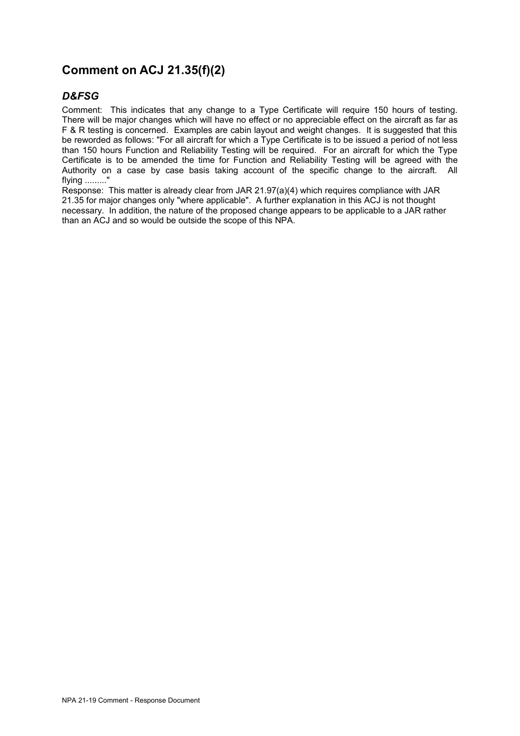## Comment on ACJ 21.35(f)(2)

### *D&FSG*

Comment: This indicates that any change to a Type Certificate will require 150 hours of testing. There will be major changes which will have no effect or no appreciable effect on the aircraft as far as F & R testing is concerned. Examples are cabin layout and weight changes. It is suggested that this be reworded as follows: "For all aircraft for which a Type Certificate is to be issued a period of not less than 150 hours Function and Reliability Testing will be required. For an aircraft for which the Type Certificate is to be amended the time for Function and Reliability Testing will be agreed with the Authority on a case by case basis taking account of the specific change to the aircraft. All flying ........."

Response: This matter is already clear from JAR 21.97(a)(4) which requires compliance with JAR 21.35 for major changes only "where applicable". A further explanation in this ACJ is not thought necessary. In addition, the nature of the proposed change appears to be applicable to a JAR rather than an ACJ and so would be outside the scope of this NPA.